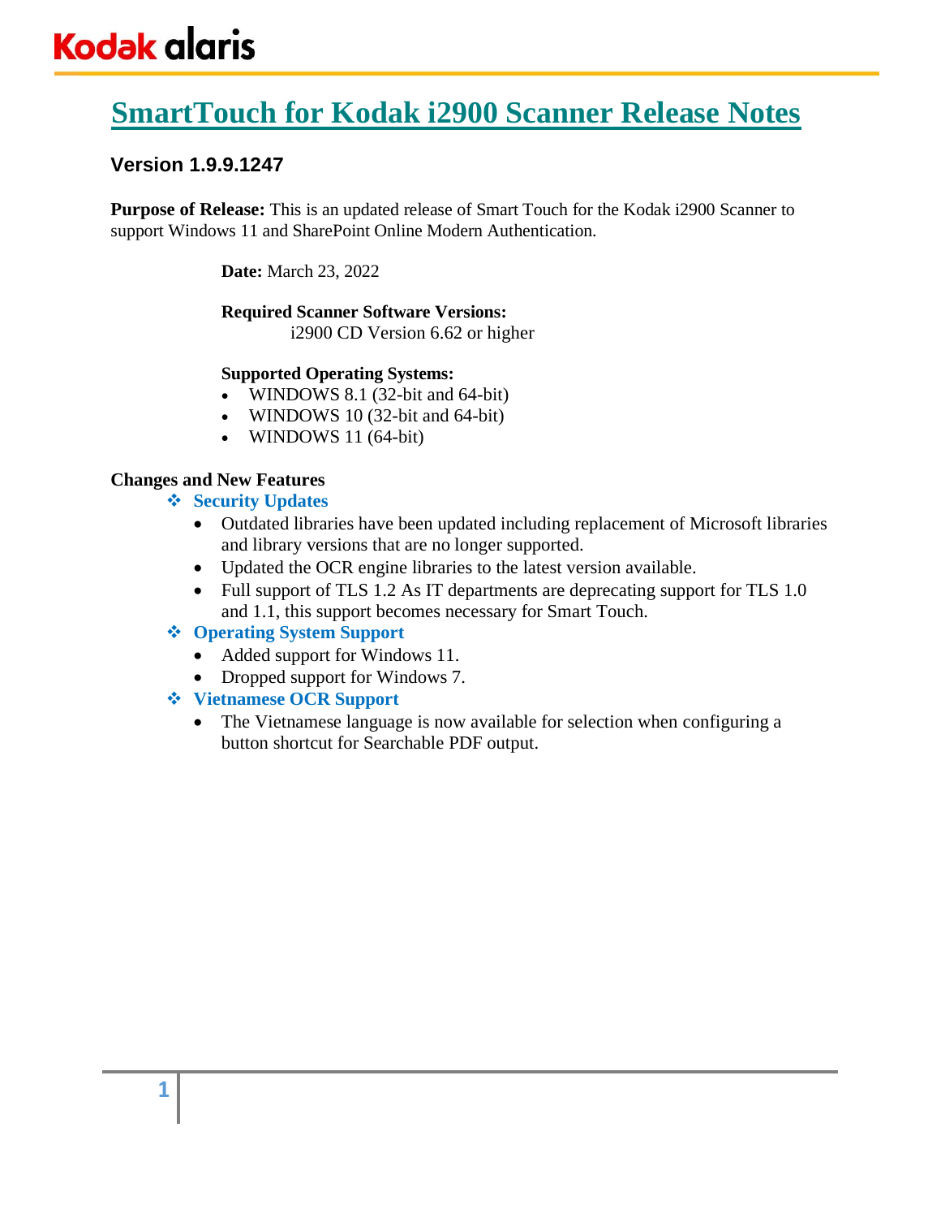# SmartTouch for Kodak i2900 Scanner Release Notes

## Version 1.9.9.1247

**Purpose of Release:** This is an updated release of Smart Touch for the Kodak i2900 Scanner to support Windows 11 and SharePoint Online Modern Authentication.

**Date:** March 23, 2022

**Required Scanner Software Versions:**
i2900 CD Version 6.62 or higher

**Supported Operating Systems:**

- WINDOWS 8.1 (32-bit and 64-bit)
- WINDOWS 10 (32-bit and 64-bit)
- WINDOWS 11 (64-bit)

**Changes and New Features**

- **Security Updates**
  - Outdated libraries have been updated including replacement of Microsoft libraries and library versions that are no longer supported.
  - Updated the OCR engine libraries to the latest version available.
  - Full support of TLS 1.2 As IT departments are deprecating support for TLS 1.0 and 1.1, this support becomes necessary for Smart Touch.
- **Operating System Support**
  - Added support for Windows 11.
  - Dropped support for Windows 7.
- **Vietnamese OCR Support**
  - The Vietnamese language is now available for selection when configuring a button shortcut for Searchable PDF output.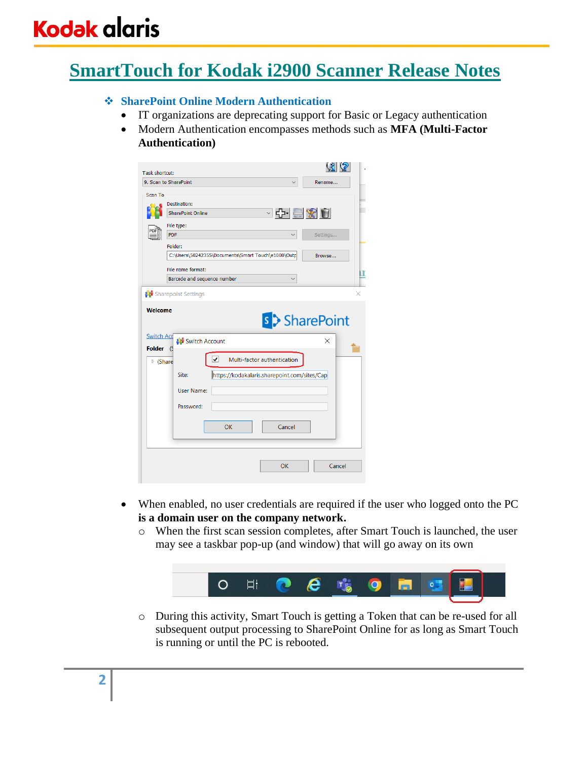# SmartTouch for Kodak i2900 Scanner Release Notes

❖ **SharePoint Online Modern Authentication**

- IT organizations are deprecating support for Basic or Legacy authentication
- Modern Authentication encompasses methods such as **MFA (Multi-Factor Authentication)**

- When enabled, no user credentials are required if the user who logged onto the PC **is a domain user on the company network.**
  - When the first scan session completes, after Smart Touch is launched, the user may see a taskbar pop-up (and window) that will go away on its own
  - During this activity, Smart Touch is getting a Token that can be re-used for all subsequent output processing to SharePoint Online for as long as Smart Touch is running or until the PC is rebooted.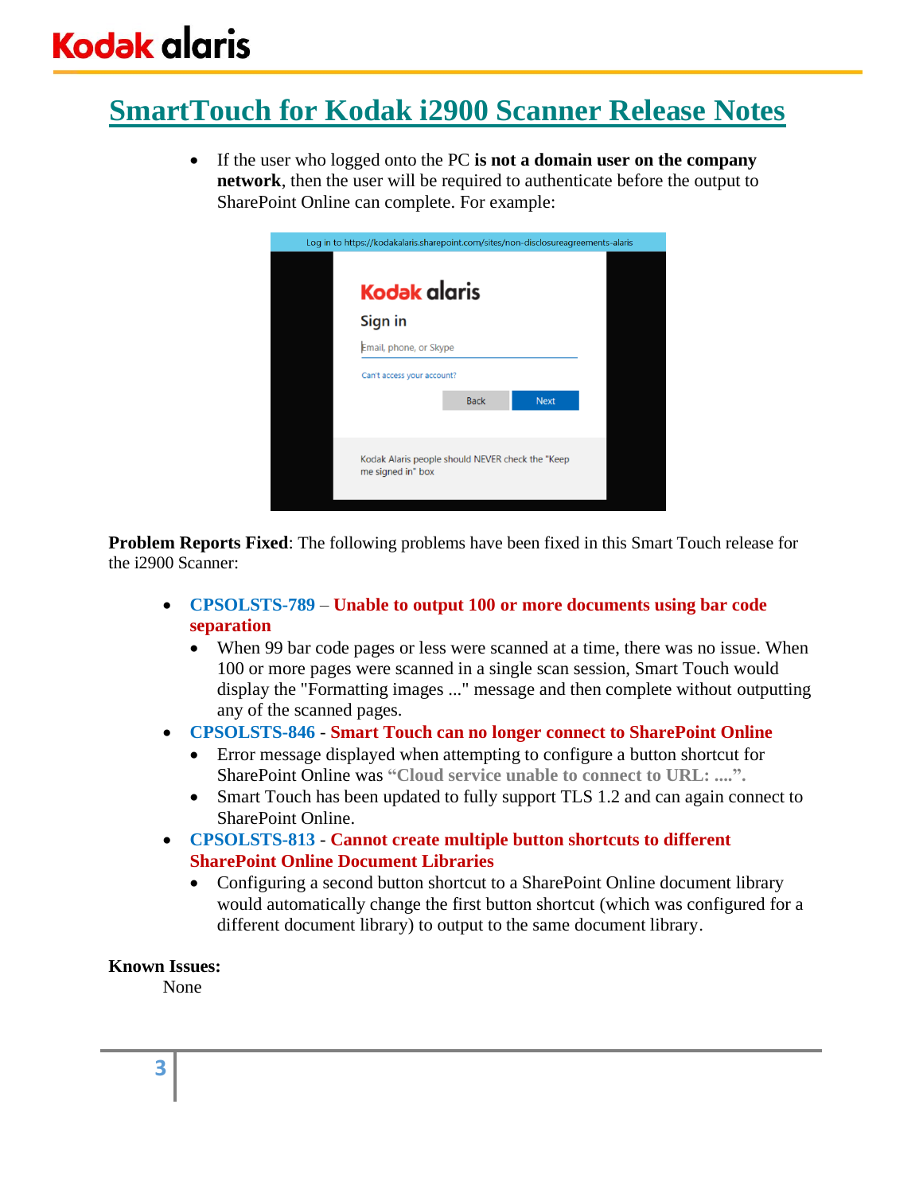# SmartTouch for Kodak i2900 Scanner Release Notes

- If the user who logged onto the PC **is not a domain user on the company network**, then the user will be required to authenticate before the output to SharePoint Online can complete. For example:

**Problem Reports Fixed**: The following problems have been fixed in this Smart Touch release for the i2900 Scanner:

- **CPSOLSTS-789** – **Unable to output 100 or more documents using bar code separation**
  - When 99 bar code pages or less were scanned at a time, there was no issue. When 100 or more pages were scanned in a single scan session, Smart Touch would display the "Formatting images ..." message and then complete without outputting any of the scanned pages.
- **CPSOLSTS-846** - **Smart Touch can no longer connect to SharePoint Online**
  - Error message displayed when attempting to configure a button shortcut for SharePoint Online was **"Cloud service unable to connect to URL: ....".**
  - Smart Touch has been updated to fully support TLS 1.2 and can again connect to SharePoint Online.
- **CPSOLSTS-813** - **Cannot create multiple button shortcuts to different SharePoint Online Document Libraries**
  - Configuring a second button shortcut to a SharePoint Online document library would automatically change the first button shortcut (which was configured for a different document library) to output to the same document library.

**Known Issues:**

None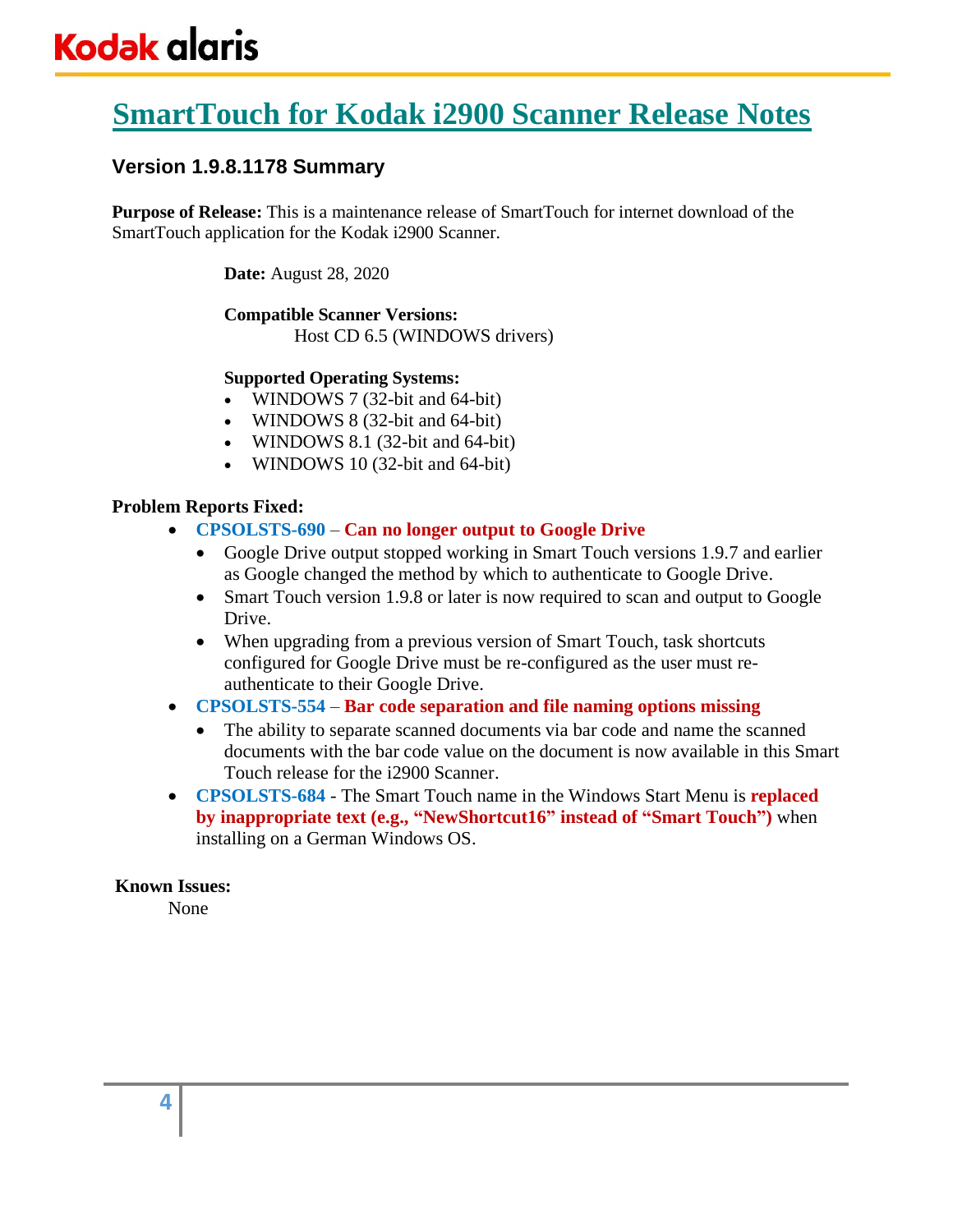# SmartTouch for Kodak i2900 Scanner Release Notes

## Version 1.9.8.1178 Summary

**Purpose of Release:** This is a maintenance release of SmartTouch for internet download of the SmartTouch application for the Kodak i2900 Scanner.

**Date:** August 28, 2020

**Compatible Scanner Versions:**
Host CD 6.5 (WINDOWS drivers)

**Supported Operating Systems:**

- WINDOWS 7 (32-bit and 64-bit)
- WINDOWS 8 (32-bit and 64-bit)
- WINDOWS 8.1 (32-bit and 64-bit)
- WINDOWS 10 (32-bit and 64-bit)

**Problem Reports Fixed:**

- **CPSOLSTS-690** – **Can no longer output to Google Drive**
  - Google Drive output stopped working in Smart Touch versions 1.9.7 and earlier as Google changed the method by which to authenticate to Google Drive.
  - Smart Touch version 1.9.8 or later is now required to scan and output to Google Drive.
  - When upgrading from a previous version of Smart Touch, task shortcuts configured for Google Drive must be re-configured as the user must re-authenticate to their Google Drive.
- **CPSOLSTS-554** – **Bar code separation and file naming options missing**
  - The ability to separate scanned documents via bar code and name the scanned documents with the bar code value on the document is now available in this Smart Touch release for the i2900 Scanner.
- **CPSOLSTS-684** - The Smart Touch name in the Windows Start Menu is **replaced by inappropriate text (e.g., "NewShortcut16" instead of "Smart Touch")** when installing on a German Windows OS.

**Known Issues:**
None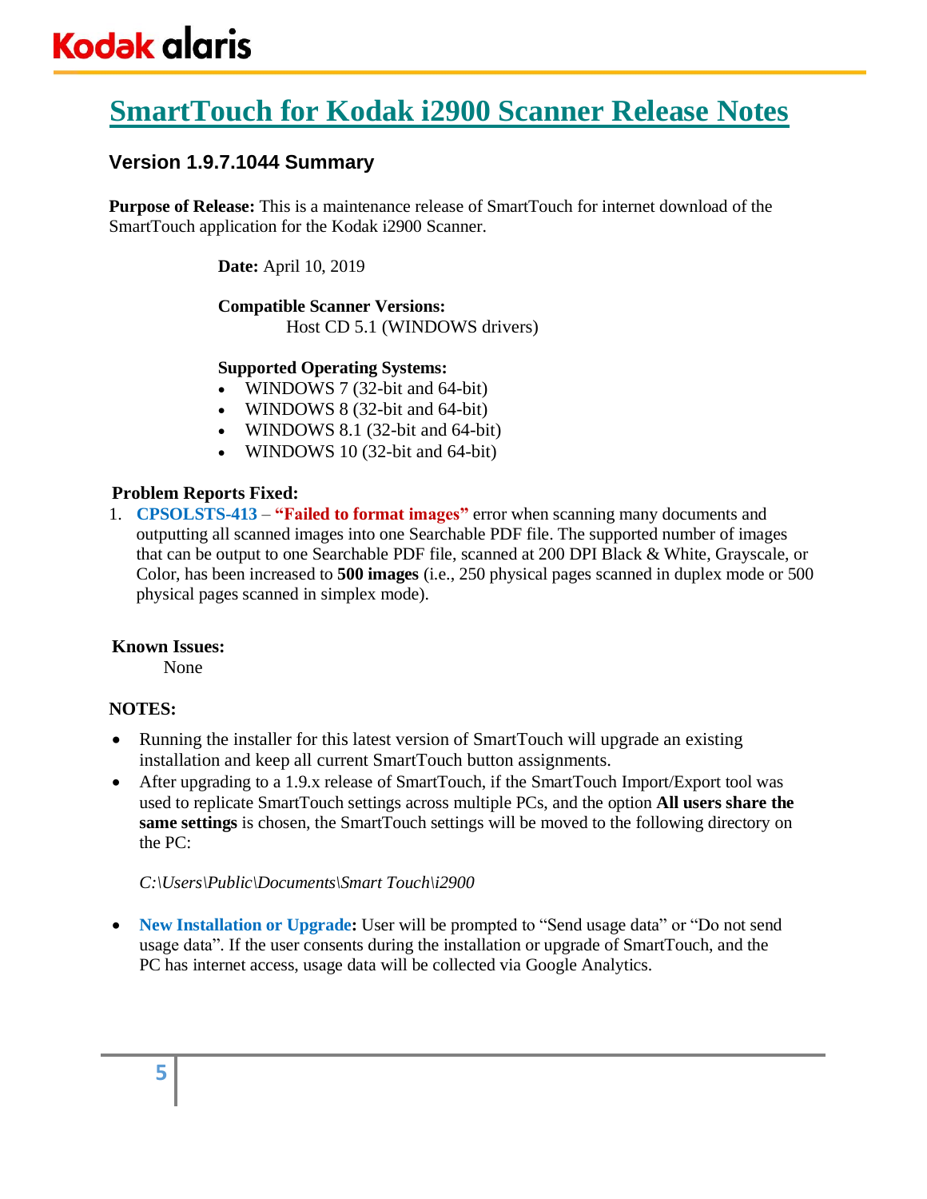# SmartTouch for Kodak i2900 Scanner Release Notes

## Version 1.9.7.1044 Summary

**Purpose of Release:** This is a maintenance release of SmartTouch for internet download of the SmartTouch application for the Kodak i2900 Scanner.

**Date:** April 10, 2019

**Compatible Scanner Versions:**
Host CD 5.1 (WINDOWS drivers)

**Supported Operating Systems:**

- WINDOWS 7 (32-bit and 64-bit)
- WINDOWS 8 (32-bit and 64-bit)
- WINDOWS 8.1 (32-bit and 64-bit)
- WINDOWS 10 (32-bit and 64-bit)

**Problem Reports Fixed:**

1. **CPSOLSTS-413** – **"Failed to format images"** error when scanning many documents and outputting all scanned images into one Searchable PDF file. The supported number of images that can be output to one Searchable PDF file, scanned at 200 DPI Black & White, Grayscale, or Color, has been increased to **500 images** (i.e., 250 physical pages scanned in duplex mode or 500 physical pages scanned in simplex mode).

**Known Issues:**
None

**NOTES:**

- Running the installer for this latest version of SmartTouch will upgrade an existing installation and keep all current SmartTouch button assignments.
- After upgrading to a 1.9.x release of SmartTouch, if the SmartTouch Import/Export tool was used to replicate SmartTouch settings across multiple PCs, and the option **All users share the same settings** is chosen, the SmartTouch settings will be moved to the following directory on the PC:

  *C:\Users\Public\Documents\Smart Touch\i2900*

- **New Installation or Upgrade:** User will be prompted to "Send usage data" or "Do not send usage data". If the user consents during the installation or upgrade of SmartTouch, and the PC has internet access, usage data will be collected via Google Analytics.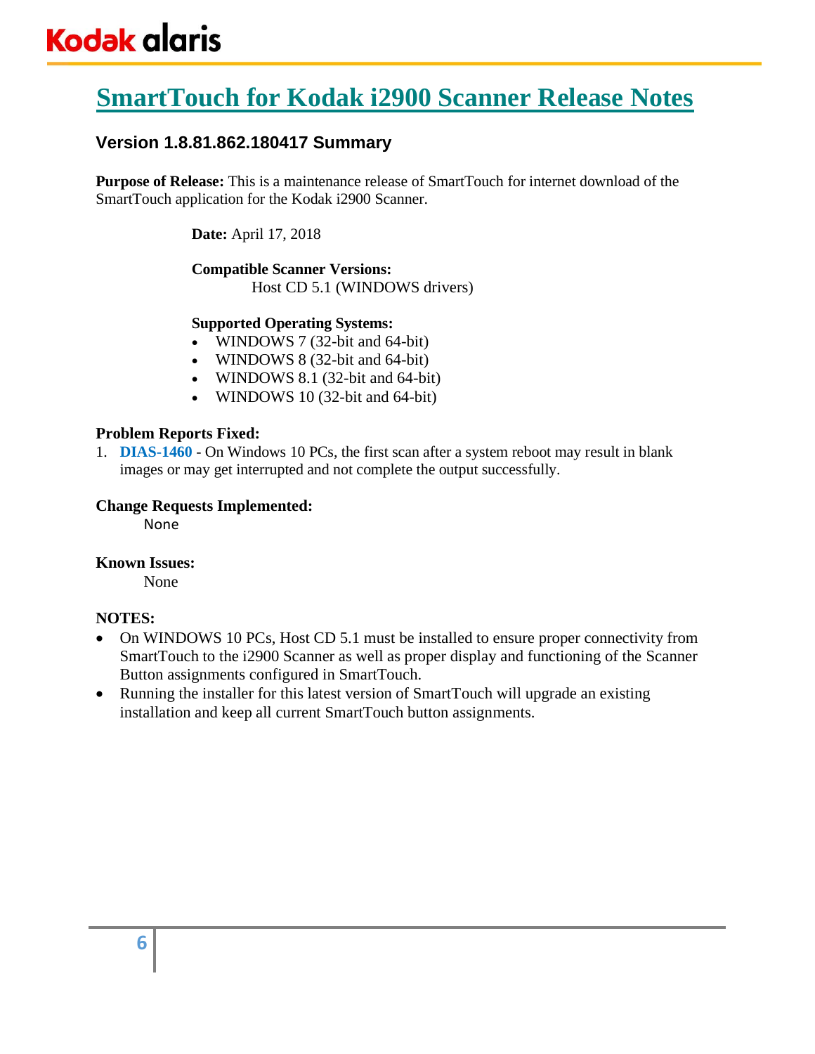Kodak alaris

# SmartTouch for Kodak i2900 Scanner Release Notes

## Version 1.8.81.862.180417 Summary

**Purpose of Release:** This is a maintenance release of SmartTouch for internet download of the SmartTouch application for the Kodak i2900 Scanner.

**Date:** April 17, 2018

**Compatible Scanner Versions:**
Host CD 5.1 (WINDOWS drivers)

**Supported Operating Systems:**

- WINDOWS 7 (32-bit and 64-bit)
- WINDOWS 8 (32-bit and 64-bit)
- WINDOWS 8.1 (32-bit and 64-bit)
- WINDOWS 10 (32-bit and 64-bit)

**Problem Reports Fixed:**

1. **DIAS-1460** - On Windows 10 PCs, the first scan after a system reboot may result in blank images or may get interrupted and not complete the output successfully.

**Change Requests Implemented:**
None

**Known Issues:**
None

**NOTES:**

- On WINDOWS 10 PCs, Host CD 5.1 must be installed to ensure proper connectivity from SmartTouch to the i2900 Scanner as well as proper display and functioning of the Scanner Button assignments configured in SmartTouch.
- Running the installer for this latest version of SmartTouch will upgrade an existing installation and keep all current SmartTouch button assignments.